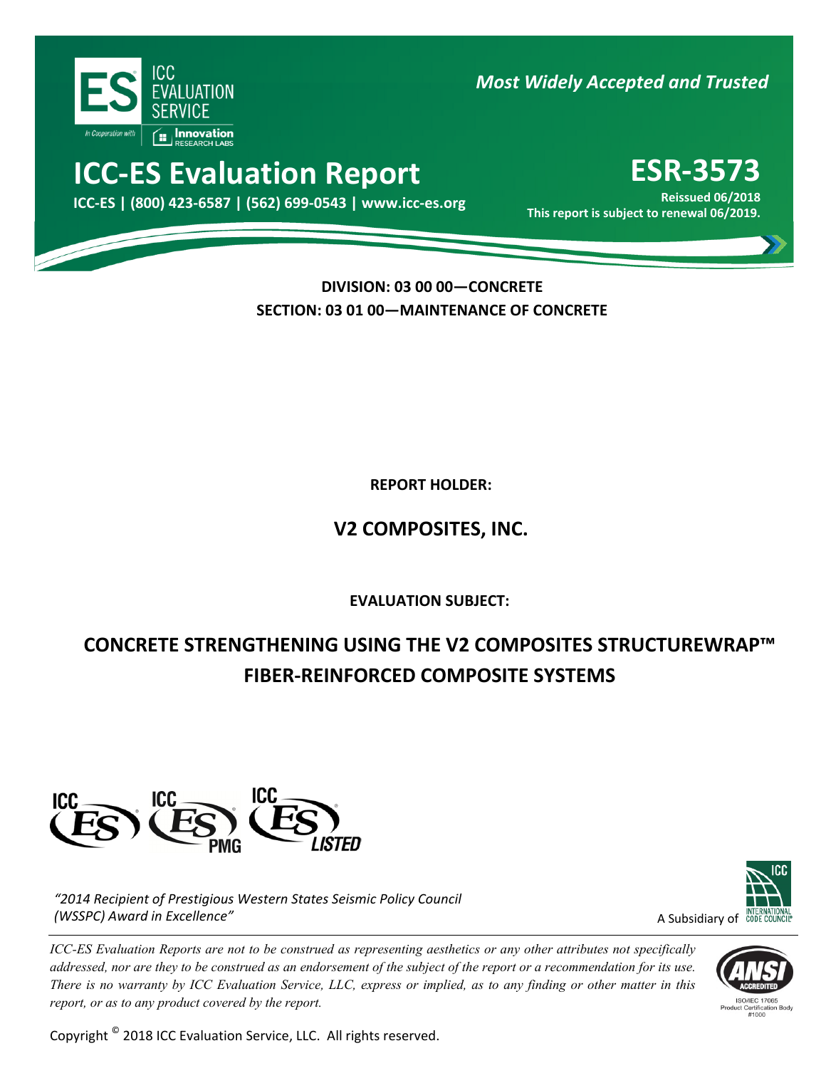ICC EVALUATION SERVICE

*Most Widely Accepted and Trusted*

# ICC-ES Evaluation Report

**ICC-ES | (800) 423-6587 | (562) 699-0543 | www.icc-es.org**

# ESR-3573

**Reissued 06/2018**

**This report is subject to renewal 06/2019.**

**DIVISION: 03 00 00—CONCRETE**

**SECTION: 03 01 00—MAINTENANCE OF CONCRETE**

**REPORT HOLDER:**

## V2 COMPOSITES, INC.

**EVALUATION SUBJECT:**

## CONCRETE STRENGTHENING USING THE V2 COMPOSITES STRUCTUREWRAP™ FIBER-REINFORCED COMPOSITE SYSTEMS

*"2014 Recipient of Prestigious Western States Seismic Policy Council (WSSPC) Award in Excellence"*

A Subsidiary of INTERNATIONAL CODE COUNCIL

*ICC-ES Evaluation Reports are not to be construed as representing aesthetics or any other attributes not specifically addressed, nor are they to be construed as an endorsement of the subject of the report or a recommendation for its use. There is no warranty by ICC Evaluation Service, LLC, express or implied, as to any finding or other matter in this report, or as to any product covered by the report.*

ISO/IEC 17065 Product Certification Body #1000

Copyright © 2018 ICC Evaluation Service, LLC. All rights reserved.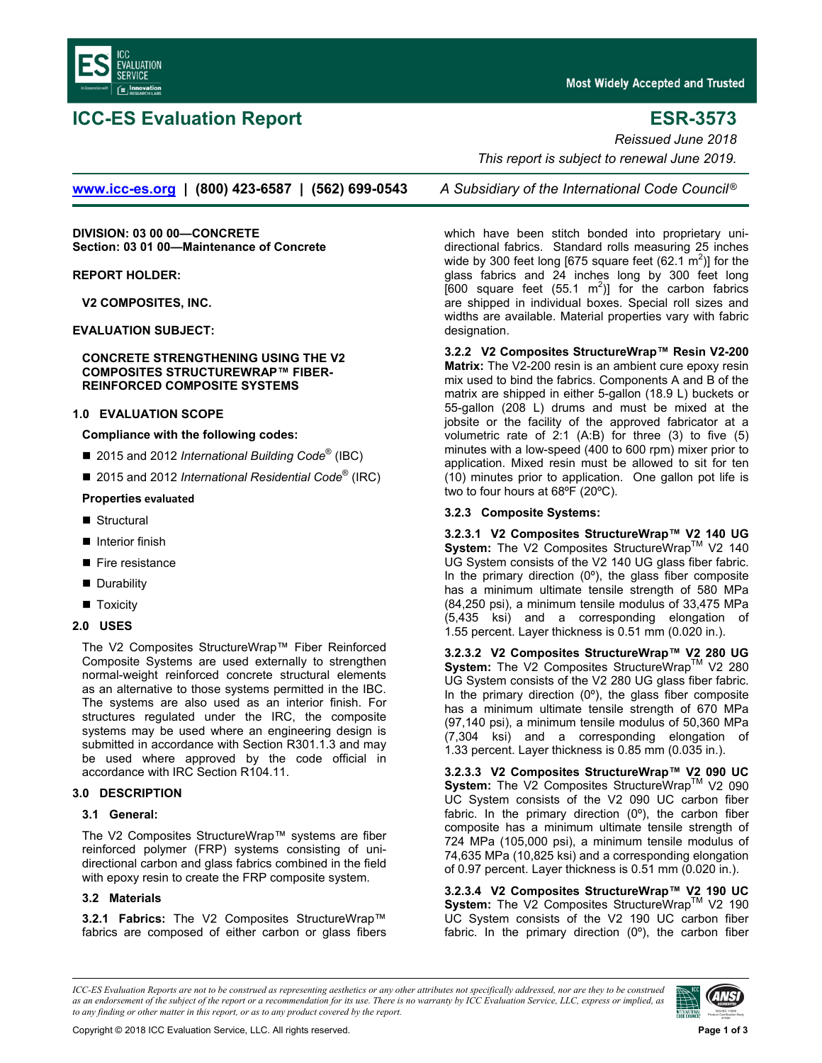# ICC-ES Evaluation Report

# ESR-3573

*Reissued June 2018*

*This report is subject to renewal June 2019.*

www.icc-es.org | (800) 423-6587 | (562) 699-0543 *A Subsidiary of the International Code Council®*

**DIVISION: 03 00 00—CONCRETE**
**Section: 03 01 00—Maintenance of Concrete**

**REPORT HOLDER:**

**V2 COMPOSITES, INC.**

**EVALUATION SUBJECT:**

**CONCRETE STRENGTHENING USING THE V2 COMPOSITES STRUCTUREWRAP™ FIBER-REINFORCED COMPOSITE SYSTEMS**

## 1.0 EVALUATION SCOPE

**Compliance with the following codes:**

- 2015 and 2012 *International Building Code®* (IBC)
- 2015 and 2012 *International Residential Code®* (IRC)

**Properties evaluated**

- Structural
- Interior finish
- Fire resistance
- Durability
- Toxicity

## 2.0 USES

The V2 Composites StructureWrap™ Fiber Reinforced Composite Systems are used externally to strengthen normal-weight reinforced concrete structural elements as an alternative to those systems permitted in the IBC. The systems are also used as an interior finish. For structures regulated under the IRC, the composite systems may be used where an engineering design is submitted in accordance with Section R301.1.3 and may be used where approved by the code official in accordance with IRC Section R104.11.

## 3.0 DESCRIPTION

### 3.1 General:

The V2 Composites StructureWrap™ systems are fiber reinforced polymer (FRP) systems consisting of uni-directional carbon and glass fabrics combined in the field with epoxy resin to create the FRP composite system.

### 3.2 Materials

**3.2.1 Fabrics:** The V2 Composites StructureWrap™ fabrics are composed of either carbon or glass fibers which have been stitch bonded into proprietary uni-directional fabrics. Standard rolls measuring 25 inches wide by 300 feet long [675 square feet (62.1 $m^2$)] for the glass fabrics and 24 inches long by 300 feet long [600 square feet (55.1 $m^2$)] for the carbon fabrics are shipped in individual boxes. Special roll sizes and widths are available. Material properties vary with fabric designation.

**3.2.2 V2 Composites StructureWrap™ Resin V2-200 Matrix:** The V2-200 resin is an ambient cure epoxy resin mix used to bind the fabrics. Components A and B of the matrix are shipped in either 5-gallon (18.9 L) buckets or 55-gallon (208 L) drums and must be mixed at the jobsite or the facility of the approved fabricator at a volumetric rate of 2:1 (A:B) for three (3) to five (5) minutes with a low-speed (400 to 600 rpm) mixer prior to application. Mixed resin must be allowed to sit for ten (10) minutes prior to application. One gallon pot life is two to four hours at 68ºF (20ºC).

**3.2.3 Composite Systems:**

**3.2.3.1 V2 Composites StructureWrap™ V2 140 UG System:** The V2 Composites StructureWrap™ V2 140 UG System consists of the V2 140 UG glass fiber fabric. In the primary direction (0º), the glass fiber composite has a minimum ultimate tensile strength of 580 MPa (84,250 psi), a minimum tensile modulus of 33,475 MPa (5,435 ksi) and a corresponding elongation of 1.55 percent. Layer thickness is 0.51 mm (0.020 in.).

**3.2.3.2 V2 Composites StructureWrap™ V2 280 UG System:** The V2 Composites StructureWrap™ V2 280 UG System consists of the V2 280 UG glass fiber fabric. In the primary direction (0º), the glass fiber composite has a minimum ultimate tensile strength of 670 MPa (97,140 psi), a minimum tensile modulus of 50,360 MPa (7,304 ksi) and a corresponding elongation of 1.33 percent. Layer thickness is 0.85 mm (0.035 in.).

**3.2.3.3 V2 Composites StructureWrap™ V2 090 UC System:** The V2 Composites StructureWrap™ V2 090 UC System consists of the V2 090 UC carbon fiber fabric. In the primary direction (0º), the carbon fiber composite has a minimum ultimate tensile strength of 724 MPa (105,000 psi), a minimum tensile modulus of 74,635 MPa (10,825 ksi) and a corresponding elongation of 0.97 percent. Layer thickness is 0.51 mm (0.020 in.).

**3.2.3.4 V2 Composites StructureWrap™ V2 190 UC System:** The V2 Composites StructureWrap™ V2 190 UC System consists of the V2 190 UC carbon fiber fabric. In the primary direction (0º), the carbon fiber

*ICC-ES Evaluation Reports are not to be construed as representing aesthetics or any other attributes not specifically addressed, nor are they to be construed as an endorsement of the subject of the report or a recommendation for its use. There is no warranty by ICC Evaluation Service, LLC, express or implied, as to any finding or other matter in this report, or as to any product covered by the report.*

Copyright © 2018 ICC Evaluation Service, LLC. All rights reserved.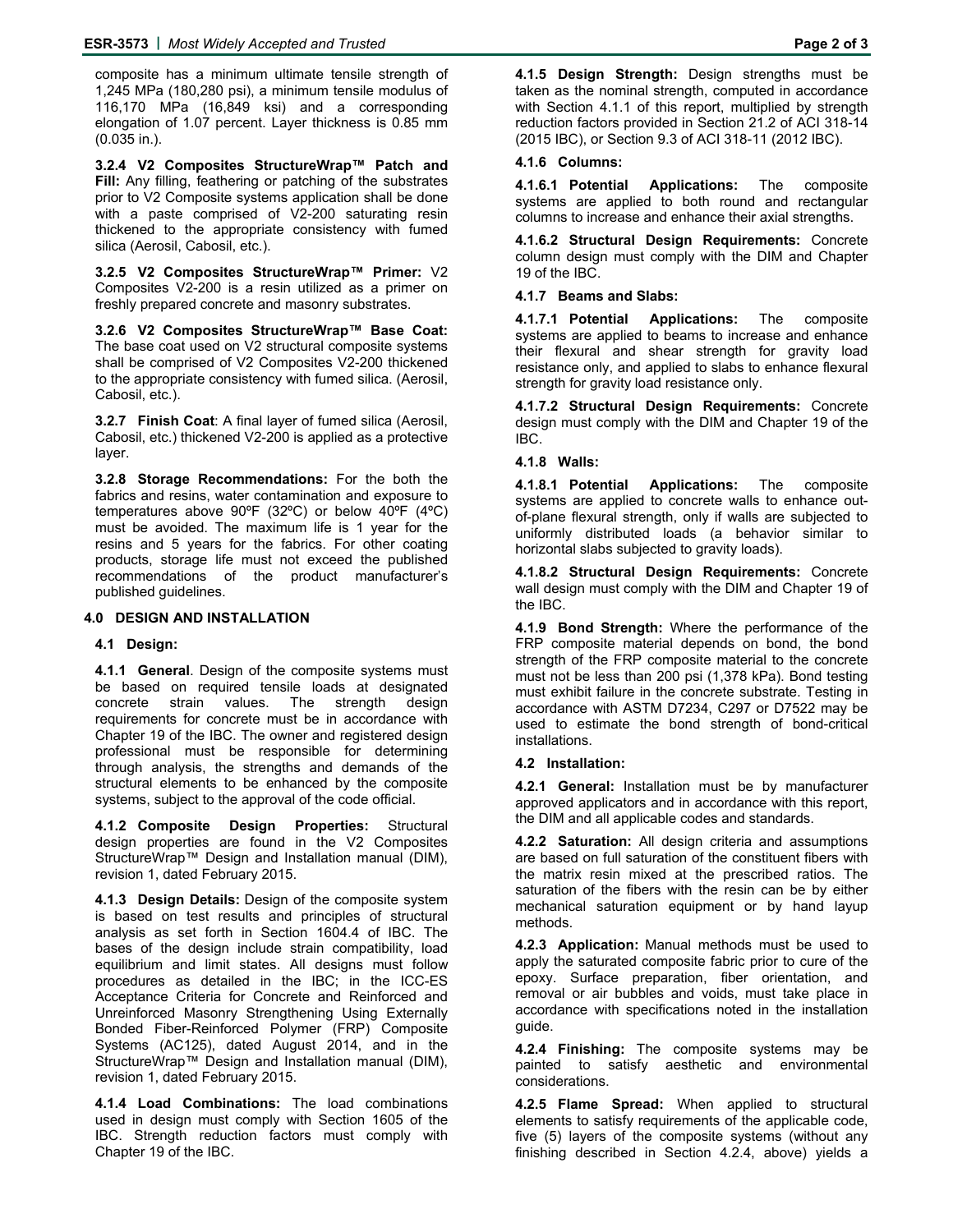composite has a minimum ultimate tensile strength of 1,245 MPa (180,280 psi), a minimum tensile modulus of 116,170 MPa (16,849 ksi) and a corresponding elongation of 1.07 percent. Layer thickness is 0.85 mm (0.035 in.).

**3.2.4 V2 Composites StructureWrap™ Patch and Fill:** Any filling, feathering or patching of the substrates prior to V2 Composite systems application shall be done with a paste comprised of V2-200 saturating resin thickened to the appropriate consistency with fumed silica (Aerosil, Cabosil, etc.).

**3.2.5 V2 Composites StructureWrap™ Primer:** V2 Composites V2-200 is a resin utilized as a primer on freshly prepared concrete and masonry substrates.

**3.2.6 V2 Composites StructureWrap™ Base Coat:** The base coat used on V2 structural composite systems shall be comprised of V2 Composites V2-200 thickened to the appropriate consistency with fumed silica. (Aerosil, Cabosil, etc.).

**3.2.7 Finish Coat**: A final layer of fumed silica (Aerosil, Cabosil, etc.) thickened V2-200 is applied as a protective layer.

**3.2.8 Storage Recommendations:** For the both the fabrics and resins, water contamination and exposure to temperatures above 90ºF (32ºC) or below 40ºF (4ºC) must be avoided. The maximum life is 1 year for the resins and 5 years for the fabrics. For other coating products, storage life must not exceed the published recommendations of the product manufacturer's published guidelines.

## 4.0 DESIGN AND INSTALLATION

### 4.1 Design:

**4.1.1 General**. Design of the composite systems must be based on required tensile loads at designated concrete strain values. The strength design requirements for concrete must be in accordance with Chapter 19 of the IBC. The owner and registered design professional must be responsible for determining through analysis, the strengths and demands of the structural elements to be enhanced by the composite systems, subject to the approval of the code official.

**4.1.2 Composite Design Properties:** Structural design properties are found in the V2 Composites StructureWrap™ Design and Installation manual (DIM), revision 1, dated February 2015.

**4.1.3 Design Details:** Design of the composite system is based on test results and principles of structural analysis as set forth in Section 1604.4 of IBC. The bases of the design include strain compatibility, load equilibrium and limit states. All designs must follow procedures as detailed in the IBC; in the ICC-ES Acceptance Criteria for Concrete and Reinforced and Unreinforced Masonry Strengthening Using Externally Bonded Fiber-Reinforced Polymer (FRP) Composite Systems (AC125), dated August 2014, and in the StructureWrap™ Design and Installation manual (DIM), revision 1, dated February 2015.

**4.1.4 Load Combinations:** The load combinations used in design must comply with Section 1605 of the IBC. Strength reduction factors must comply with Chapter 19 of the IBC.

**4.1.5 Design Strength:** Design strengths must be taken as the nominal strength, computed in accordance with Section 4.1.1 of this report, multiplied by strength reduction factors provided in Section 21.2 of ACI 318-14 (2015 IBC), or Section 9.3 of ACI 318-11 (2012 IBC).

**4.1.6 Columns:**

**4.1.6.1 Potential Applications:** The composite systems are applied to both round and rectangular columns to increase and enhance their axial strengths.

**4.1.6.2 Structural Design Requirements:** Concrete column design must comply with the DIM and Chapter 19 of the IBC.

**4.1.7 Beams and Slabs:**

**4.1.7.1 Potential Applications:** The composite systems are applied to beams to increase and enhance their flexural and shear strength for gravity load resistance only, and applied to slabs to enhance flexural strength for gravity load resistance only.

**4.1.7.2 Structural Design Requirements:** Concrete design must comply with the DIM and Chapter 19 of the IBC.

**4.1.8 Walls:**

**4.1.8.1 Potential Applications:** The composite systems are applied to concrete walls to enhance out-of-plane flexural strength, only if walls are subjected to uniformly distributed loads (a behavior similar to horizontal slabs subjected to gravity loads).

**4.1.8.2 Structural Design Requirements:** Concrete wall design must comply with the DIM and Chapter 19 of the IBC.

**4.1.9 Bond Strength:** Where the performance of the FRP composite material depends on bond, the bond strength of the FRP composite material to the concrete must not be less than 200 psi (1,378 kPa). Bond testing must exhibit failure in the concrete substrate. Testing in accordance with ASTM D7234, C297 or D7522 may be used to estimate the bond strength of bond-critical installations.

### 4.2 Installation:

**4.2.1 General:** Installation must be by manufacturer approved applicators and in accordance with this report, the DIM and all applicable codes and standards.

**4.2.2 Saturation:** All design criteria and assumptions are based on full saturation of the constituent fibers with the matrix resin mixed at the prescribed ratios. The saturation of the fibers with the resin can be by either mechanical saturation equipment or by hand layup methods.

**4.2.3 Application:** Manual methods must be used to apply the saturated composite fabric prior to cure of the epoxy. Surface preparation, fiber orientation, and removal or air bubbles and voids, must take place in accordance with specifications noted in the installation guide.

**4.2.4 Finishing:** The composite systems may be painted to satisfy aesthetic and environmental considerations.

**4.2.5 Flame Spread:** When applied to structural elements to satisfy requirements of the applicable code, five (5) layers of the composite systems (without any finishing described in Section 4.2.4, above) yields a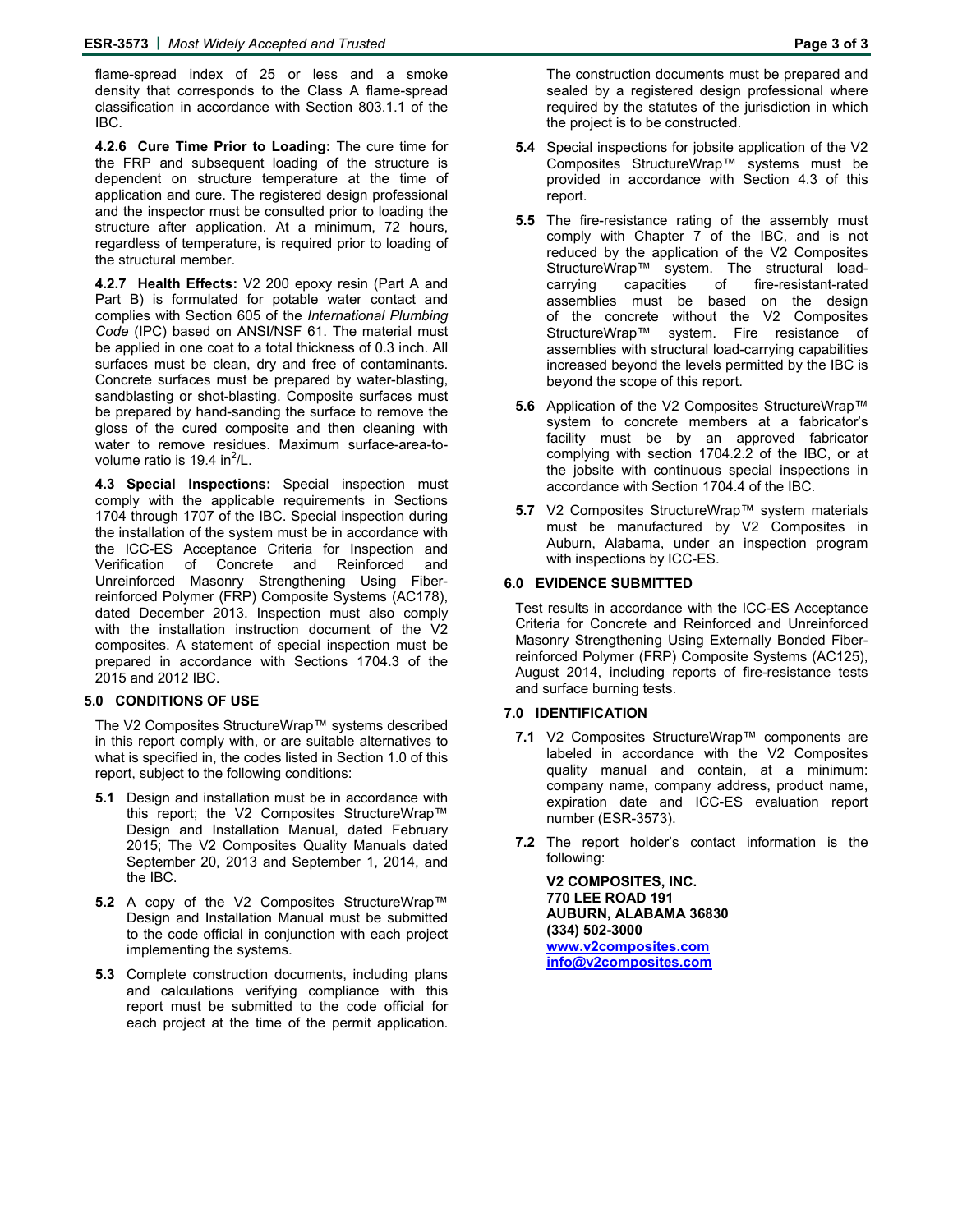flame-spread index of 25 or less and a smoke density that corresponds to the Class A flame-spread classification in accordance with Section 803.1.1 of the IBC.

**4.2.6 Cure Time Prior to Loading:** The cure time for the FRP and subsequent loading of the structure is dependent on structure temperature at the time of application and cure. The registered design professional and the inspector must be consulted prior to loading the structure after application. At a minimum, 72 hours, regardless of temperature, is required prior to loading of the structural member.

**4.2.7 Health Effects:** V2 200 epoxy resin (Part A and Part B) is formulated for potable water contact and complies with Section 605 of the *International Plumbing Code* (IPC) based on ANSI/NSF 61. The material must be applied in one coat to a total thickness of 0.3 inch. All surfaces must be clean, dry and free of contaminants. Concrete surfaces must be prepared by water-blasting, sandblasting or shot-blasting. Composite surfaces must be prepared by hand-sanding the surface to remove the gloss of the cured composite and then cleaning with water to remove residues. Maximum surface-area-to-volume ratio is 19.4 $in^2$/L.

**4.3 Special Inspections:** Special inspection must comply with the applicable requirements in Sections 1704 through 1707 of the IBC. Special inspection during the installation of the system must be in accordance with the ICC-ES Acceptance Criteria for Inspection and Verification of Concrete and Reinforced and Unreinforced Masonry Strengthening Using Fiber-reinforced Polymer (FRP) Composite Systems (AC178), dated December 2013. Inspection must also comply with the installation instruction document of the V2 composites. A statement of special inspection must be prepared in accordance with Sections 1704.3 of the 2015 and 2012 IBC.

## 5.0 CONDITIONS OF USE

The V2 Composites StructureWrap™ systems described in this report comply with, or are suitable alternatives to what is specified in, the codes listed in Section 1.0 of this report, subject to the following conditions:

**5.1** Design and installation must be in accordance with this report; the V2 Composites StructureWrap™ Design and Installation Manual, dated February 2015; The V2 Composites Quality Manuals dated September 20, 2013 and September 1, 2014, and the IBC.

**5.2** A copy of the V2 Composites StructureWrap™ Design and Installation Manual must be submitted to the code official in conjunction with each project implementing the systems.

**5.3** Complete construction documents, including plans and calculations verifying compliance with this report must be submitted to the code official for each project at the time of the permit application. The construction documents must be prepared and sealed by a registered design professional where required by the statutes of the jurisdiction in which the project is to be constructed.

**5.4** Special inspections for jobsite application of the V2 Composites StructureWrap™ systems must be provided in accordance with Section 4.3 of this report.

**5.5** The fire-resistance rating of the assembly must comply with Chapter 7 of the IBC, and is not reduced by the application of the V2 Composites StructureWrap™ system. The structural load-carrying capacities of fire-resistant-rated assemblies must be based on the design of the concrete without the V2 Composites StructureWrap™ system. Fire resistance of assemblies with structural load-carrying capabilities increased beyond the levels permitted by the IBC is beyond the scope of this report.

**5.6** Application of the V2 Composites StructureWrap™ system to concrete members at a fabricator's facility must be by an approved fabricator complying with section 1704.2.2 of the IBC, or at the jobsite with continuous special inspections in accordance with Section 1704.4 of the IBC.

**5.7** V2 Composites StructureWrap™ system materials must be manufactured by V2 Composites in Auburn, Alabama, under an inspection program with inspections by ICC-ES.

## 6.0 EVIDENCE SUBMITTED

Test results in accordance with the ICC-ES Acceptance Criteria for Concrete and Reinforced and Unreinforced Masonry Strengthening Using Externally Bonded Fiber-reinforced Polymer (FRP) Composite Systems (AC125), August 2014, including reports of fire-resistance tests and surface burning tests.

## 7.0 IDENTIFICATION

**7.1** V2 Composites StructureWrap™ components are labeled in accordance with the V2 Composites quality manual and contain, at a minimum: company name, company address, product name, expiration date and ICC-ES evaluation report number (ESR-3573).

**7.2** The report holder's contact information is the following:

**V2 COMPOSITES, INC.**
**770 LEE ROAD 191**
**AUBURN, ALABAMA 36830**
**(334) 502-3000**
**www.v2composites.com**
**info@v2composites.com**